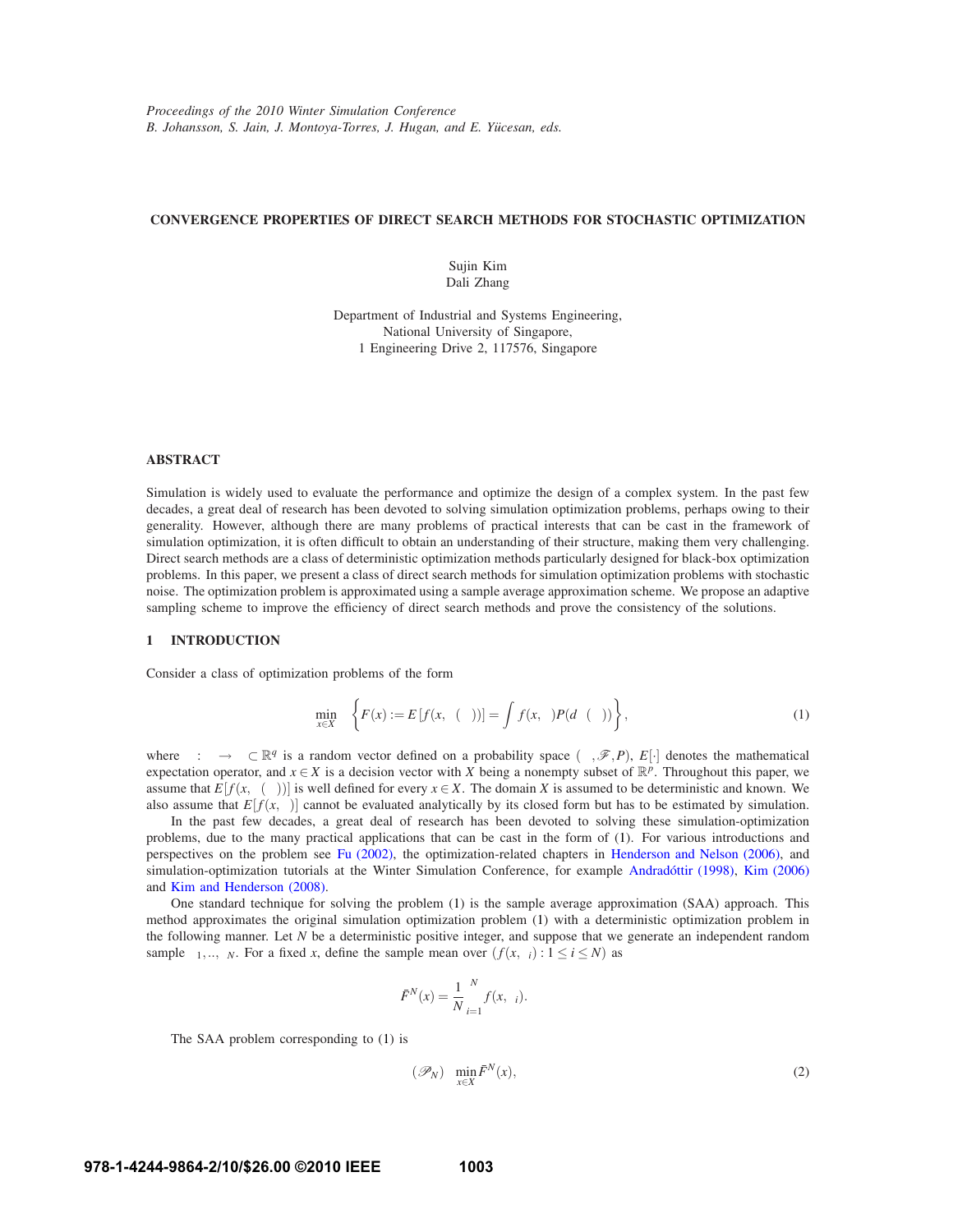*Proceedings of the 2010 Winter Simulation Conference*
*B. Johansson, S. Jain, J. Montoya-Torres, J. Hugan, and E. Yücesan, eds.*

# CONVERGENCE PROPERTIES OF DIRECT SEARCH METHODS FOR STOCHASTIC OPTIMIZATION

Sujin Kim
Dali Zhang

Department of Industrial and Systems Engineering,
National University of Singapore,
1 Engineering Drive 2, 117576, Singapore

## ABSTRACT

Simulation is widely used to evaluate the performance and optimize the design of a complex system. In the past few decades, a great deal of research has been devoted to solving simulation optimization problems, perhaps owing to their generality. However, although there are many problems of practical interests that can be cast in the framework of simulation optimization, it is often difficult to obtain an understanding of their structure, making them very challenging. Direct search methods are a class of deterministic optimization methods particularly designed for black-box optimization problems. In this paper, we present a class of direct search methods for simulation optimization problems with stochastic noise. The optimization problem is approximated using a sample average approximation scheme. We propose an adaptive sampling scheme to improve the efficiency of direct search methods and prove the consistency of the solutions.

## 1 INTRODUCTION

Consider a class of optimization problems of the form

$$\min_{x\in X} \left\{ F(x) := E\left[f(x,\xi(\omega))\right] = \int f(x,\xi)P(d\xi(\omega)) \right\}, \tag{1}$$

where $\xi : \Omega \to \Xi \subset \mathbb{R}^q$ is a random vector defined on a probability space $(\Omega, \mathscr{F}, P)$, $E[\cdot]$ denotes the mathematical expectation operator, and $x \in X$ is a decision vector with $X$ being a nonempty subset of $\mathbb{R}^p$. Throughout this paper, we assume that $E[f(x,\xi(\omega))]$ is well defined for every $x \in X$. The domain $X$ is assumed to be deterministic and known. We also assume that $E[f(x,\xi)]$ cannot be evaluated analytically by its closed form but has to be estimated by simulation.

In the past few decades, a great deal of research has been devoted to solving these simulation-optimization problems, due to the many practical applications that can be cast in the form of (1). For various introductions and perspectives on the problem see Fu (2002), the optimization-related chapters in Henderson and Nelson (2006), and simulation-optimization tutorials at the Winter Simulation Conference, for example Andradóttir (1998), Kim (2006) and Kim and Henderson (2008).

One standard technique for solving the problem (1) is the sample average approximation (SAA) approach. This method approximates the original simulation optimization problem (1) with a deterministic optimization problem in the following manner. Let $N$ be a deterministic positive integer, and suppose that we generate an independent random sample $\xi_1, .., \xi_N$. For a fixed $x$, define the sample mean over $(f(x,\xi_i) : 1 \le i \le N)$ as

$$\bar{F}^N(x) = \frac{1}{N}\sum_{i=1}^{N} f(x,\xi_i).$$

The SAA problem corresponding to (1) is

$$(\mathscr{P}_N) \quad \min_{x\in X} \bar{F}^N(x), \tag{2}$$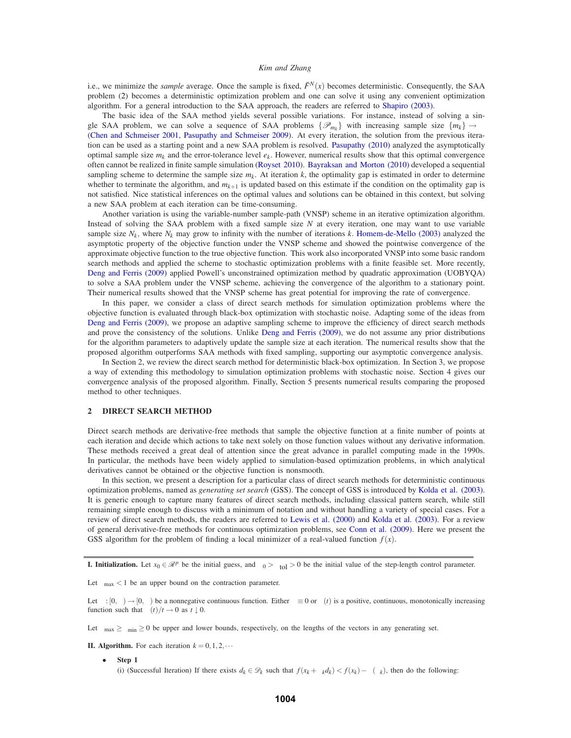i.e., we minimize the *sample* average. Once the sample is fixed, $\bar{F}^N(x)$ becomes deterministic. Consequently, the SAA problem (2) becomes a deterministic optimization problem and one can solve it using any convenient optimization algorithm. For a general introduction to the SAA approach, the readers are referred to Shapiro (2003).

The basic idea of the SAA method yields several possible variations. For instance, instead of solving a single SAA problem, we can solve a sequence of SAA problems $\{\mathscr{P}_{m_k}\}$ with increasing sample size $\{m_k\} \rightarrow \infty$ (Chen and Schmeiser 2001, Pasupathy and Schmeiser 2009). At every iteration, the solution from the previous iteration can be used as a starting point and a new SAA problem is resolved. Pasupathy (2010) analyzed the asymptotically optimal sample size $m_k$ and the error-tolerance level $e_k$. However, numerical results show that this optimal convergence often cannot be realized in finite sample simulation (Royset 2010). Bayraksan and Morton (2010) developed a sequential sampling scheme to determine the sample size $m_k$. At iteration $k$, the optimality gap is estimated in order to determine whether to terminate the algorithm, and $m_{k+1}$ is updated based on this estimate if the condition on the optimality gap is not satisfied. Nice statistical inferences on the optimal values and solutions can be obtained in this context, but solving a new SAA problem at each iteration can be time-consuming.

Another variation is using the variable-number sample-path (VNSP) scheme in an iterative optimization algorithm. Instead of solving the SAA problem with a fixed sample size $N$ at every iteration, one may want to use variable sample size $N_k$, where $N_k$ may grow to infinity with the number of iterations $k$. Homem-de-Mello (2003) analyzed the asymptotic property of the objective function under the VNSP scheme and showed the pointwise convergence of the approximate objective function to the true objective function. This work also incorporated VNSP into some basic random search methods and applied the scheme to stochastic optimization problems with a finite feasible set. More recently, Deng and Ferris (2009) applied Powell's unconstrained optimization method with quadratic approximation (UOBYQA) to solve a SAA problem under the VNSP scheme, achieving the convergence of the algorithm to a stationary point. Their numerical results showed that the VNSP scheme has great potential for improving the rate of convergence.

In this paper, we consider a class of direct search methods for simulation optimization problems where the objective function is evaluated through black-box optimization with stochastic noise. Adapting some of the ideas from Deng and Ferris (2009), we propose an adaptive sampling scheme to improve the efficiency of direct search methods and prove the consistency of the solutions. Unlike Deng and Ferris (2009), we do not assume any prior distributions for the algorithm parameters to adaptively update the sample size at each iteration. The numerical results show that the proposed algorithm outperforms SAA methods with fixed sampling, supporting our asymptotic convergence analysis.

In Section 2, we review the direct search method for deterministic black-box optimization. In Section 3, we propose a way of extending this methodology to simulation optimization problems with stochastic noise. Section 4 gives our convergence analysis of the proposed algorithm. Finally, Section 5 presents numerical results comparing the proposed method to other techniques.

## 2 DIRECT SEARCH METHOD

Direct search methods are derivative-free methods that sample the objective function at a finite number of points at each iteration and decide which actions to take next solely on those function values without any derivative information. These methods received a great deal of attention since the great advance in parallel computing made in the 1990s. In particular, the methods have been widely applied to simulation-based optimization problems, in which analytical derivatives cannot be obtained or the objective function is nonsmooth.

In this section, we present a description for a particular class of direct search methods for deterministic continuous optimization problems, named as *generating set search* (GSS). The concept of GSS is introduced by Kolda et al. (2003). It is generic enough to capture many features of direct search methods, including classical pattern search, while still remaining simple enough to discuss with a minimum of notation and without handling a variety of special cases. For a review of direct search methods, the readers are referred to Lewis et al. (2000) and Kolda et al. (2003). For a review of general derivative-free methods for continuous optimization problems, see Conn et al. (2009). Here we present the GSS algorithm for the problem of finding a local minimizer of a real-valued function $f(x)$.

---

**I. Initialization.** Let $x_0 \in \mathscr{R}^p$ be the initial guess, and $\Delta_0 > \Delta_{tol} > 0$ be the initial value of the step-length control parameter.

Let $\theta_{max} < 1$ be an upper bound on the contraction parameter.

Let $\rho : [0, \infty) \rightarrow [0, \infty)$ be a nonnegative continuous function. Either $\rho \equiv 0$ or $\rho(t)$ is a positive, continuous, monotonically increasing function such that $\rho(t)/t \rightarrow 0$ as $t \downarrow 0$.

Let $\beta_{max} \geq \beta_{min} \geq 0$ be upper and lower bounds, respectively, on the lengths of the vectors in any generating set.

**II. Algorithm.** For each iteration $k = 0, 1, 2, \cdots$

- **Step 1**

  (i) (Successful Iteration) If there exists $d_k \in \mathscr{D}_k$ such that $f(x_k + \Delta_k d_k) < f(x_k) - \rho(\Delta_k)$, then do the following: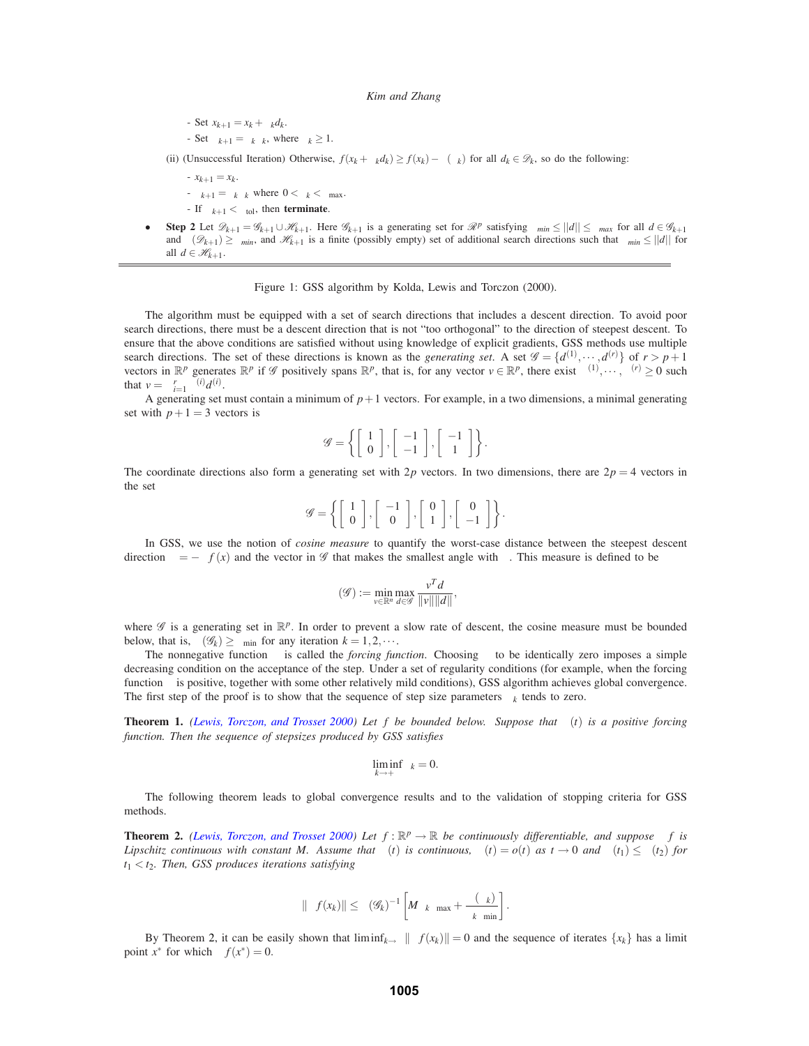- Set $x_{k+1} = x_k + \Delta_k d_k$.
- Set $\Delta_{k+1} = \phi_k \Delta_k$, where $\phi_k \geq 1$.

(ii) (Unsuccessful Iteration) Otherwise, $f(x_k + \Delta_k d_k) \geq f(x_k) - \rho(\Delta_k)$ for all $d_k \in \mathscr{D}_k$, so do the following:

- $x_{k+1} = x_k$.
- $\Delta_{k+1} = \theta_k \Delta_k$ where $0 < \theta_k < \theta_{\max}$.
- If $\Delta_{k+1} < \Delta_{\text{tol}}$, then **terminate**.

- **Step 2** Let $\mathscr{D}_{k+1} = \mathscr{G}_{k+1} \cup \mathscr{H}_{k+1}$. Here $\mathscr{G}_{k+1}$ is a generating set for $\mathscr{R}^p$ satisfying $\beta_{min} \leq ||d|| \leq \beta_{max}$ for all $d \in \mathscr{G}_{k+1}$ and $\kappa(\mathscr{D}_{k+1}) \geq \kappa_{min}$, and $\mathscr{H}_{k+1}$ is a finite (possibly empty) set of additional search directions such that $\beta_{min} \leq ||d||$ for all $d \in \mathscr{H}_{k+1}$.

Figure 1: GSS algorithm by Kolda, Lewis and Torczon (2000).

The algorithm must be equipped with a set of search directions that includes a descent direction. To avoid poor search directions, there must be a descent direction that is not "too orthogonal" to the direction of steepest descent. To ensure that the above conditions are satisfied without using knowledge of explicit gradients, GSS methods use multiple search directions. The set of these directions is known as the *generating set*. A set $\mathscr{G} = \{d^{(1)}, \cdots, d^{(r)}\}$ of $r > p+1$ vectors in $\mathbb{R}^p$ generates $\mathbb{R}^p$ if $\mathscr{G}$ positively spans $\mathbb{R}^p$, that is, for any vector $v \in \mathbb{R}^p$, there exist $\lambda^{(1)}, \cdots, \lambda^{(r)} \geq 0$ such that $v = \sum_{i=1}^{r} \lambda^{(i)} d^{(i)}$.

A generating set must contain a minimum of $p+1$ vectors. For example, in a two dimensions, a minimal generating set with $p+1 = 3$ vectors is

$$\mathscr{G} = \left\{ \begin{bmatrix} 1 \\ 0 \end{bmatrix}, \begin{bmatrix} -1 \\ -1 \end{bmatrix}, \begin{bmatrix} -1 \\ 1 \end{bmatrix} \right\}.$$

The coordinate directions also form a generating set with $2p$ vectors. In two dimensions, there are $2p = 4$ vectors in the set

$$\mathscr{G} = \left\{ \begin{bmatrix} 1 \\ 0 \end{bmatrix}, \begin{bmatrix} -1 \\ 0 \end{bmatrix}, \begin{bmatrix} 0 \\ 1 \end{bmatrix}, \begin{bmatrix} 0 \\ -1 \end{bmatrix} \right\}.$$

In GSS, we use the notion of *cosine measure* to quantify the worst-case distance between the steepest descent direction $v = -\nabla f(x)$ and the vector in $\mathscr{G}$ that makes the smallest angle with $v$. This measure is defined to be

$$\kappa(\mathscr{G}) := \min_{v \in \mathbb{R}^n} \max_{d \in \mathscr{G}} \frac{v^T d}{\|v\| \|d\|},$$

where $\mathscr{G}$ is a generating set in $\mathbb{R}^p$. In order to prevent a slow rate of descent, the cosine measure must be bounded below, that is, $\kappa(\mathscr{G}_k) \geq \kappa_{\min}$ for any iteration $k = 1, 2, \cdots$.

The nonnegative function $\rho$ is called the *forcing function*. Choosing $\rho$ to be identically zero imposes a simple decreasing condition on the acceptance of the step. Under a set of regularity conditions (for example, when the forcing function $\rho$ is positive, together with some other relatively mild conditions), GSS algorithm achieves global convergence. The first step of the proof is to show that the sequence of step size parameters $\Delta_k$ tends to zero.

**Theorem 1.** *(Lewis, Torczon, and Trosset 2000) Let $f$ be bounded below. Suppose that $\rho(t)$ is a positive forcing function. Then the sequence of stepsizes produced by GSS satisfies*

$$\liminf_{k \to +\infty} \Delta_k = 0.$$

The following theorem leads to global convergence results and to the validation of stopping criteria for GSS methods.

**Theorem 2.** *(Lewis, Torczon, and Trosset 2000) Let $f : \mathbb{R}^p \to \mathbb{R}$ be continuously differentiable, and suppose $\nabla f$ is Lipschitz continuous with constant $M$. Assume that $\rho(t)$ is continuous, $\rho(t) = o(t)$ as $t \to 0$ and $\rho(t_1) \leq \rho(t_2)$ for $t_1 < t_2$. Then, GSS produces iterations satisfying*

$$\|\nabla f(x_k)\| \leq \kappa(\mathscr{G}_k)^{-1} \left[ M \Delta_k \beta_{\max} + \frac{\rho(\Delta_k)}{\Delta_k \beta_{\min}} \right].$$

By Theorem 2, it can be easily shown that $\liminf_{k \to \infty} \|\nabla f(x_k)\| = 0$ and the sequence of iterates $\{x_k\}$ has a limit point $x^*$ for which $\nabla f(x^*) = 0$.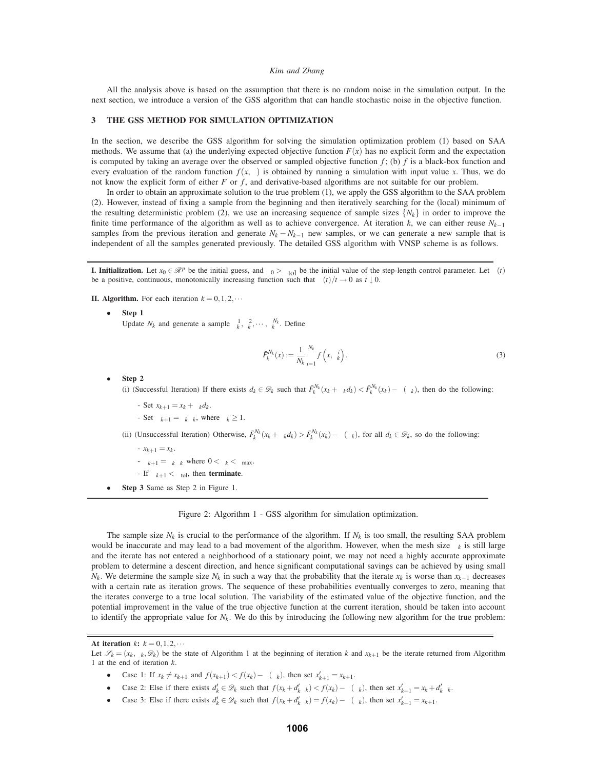All the analysis above is based on the assumption that there is no random noise in the simulation output. In the next section, we introduce a version of the GSS algorithm that can handle stochastic noise in the objective function.

## 3 THE GSS METHOD FOR SIMULATION OPTIMIZATION

In the section, we describe the GSS algorithm for solving the simulation optimization problem (1) based on SAA methods. We assume that (a) the underlying expected objective function $F(x)$ has no explicit form and the expectation is computed by taking an average over the observed or sampled objective function $f$; (b) $f$ is a black-box function and every evaluation of the random function $f(x, \xi)$ is obtained by running a simulation with input value $x$. Thus, we do not know the explicit form of either $F$ or $f$, and derivative-based algorithms are not suitable for our problem.

In order to obtain an approximate solution to the true problem (1), we apply the GSS algorithm to the SAA problem (2). However, instead of fixing a sample from the beginning and then iteratively searching for the (local) minimum of the resulting deterministic problem (2), we use an increasing sequence of sample sizes $\{N_k\}$ in order to improve the finite time performance of the algorithm as well as to achieve convergence. At iteration $k$, we can either reuse $N_{k-1}$ samples from the previous iteration and generate $N_k - N_{k-1}$ new samples, or we can generate a new sample that is independent of all the samples generated previously. The detailed GSS algorithm with VNSP scheme is as follows.

---

**I. Initialization.** Let $x_0 \in \mathscr{R}^p$ be the initial guess, and $\Delta_0 > \Delta_{\text{tol}}$ be the initial value of the step-length control parameter. Let $\rho(t)$ be a positive, continuous, monotonically increasing function such that $\rho(t)/t \to 0$ as $t \downarrow 0$.

**II. Algorithm.** For each iteration $k = 0, 1, 2, \cdots$

- **Step 1**
  Update $N_k$ and generate a sample $\xi_k^1, \xi_k^2, \cdots, \xi_k^{N_k}$. Define

$$\bar{F}_k^{N_k}(x) := \frac{1}{N_k} \sum_{i=1}^{N_k} f\left(x, \xi_k^i\right). \tag{3}$$

- **Step 2**
  (i) (Successful Iteration) If there exists $d_k \in \mathscr{D}_k$ such that $\bar{F}_k^{N_k}(x_k + \Delta_k d_k) < \bar{F}_k^{N_k}(x_k) - \rho(\Delta_k)$, then do the following:
  - Set $x_{k+1} = x_k + \Delta_k d_k$.
  - Set $\Delta_{k+1} = \phi_k \Delta_k$, where $\phi_k \geq 1$.

  (ii) (Unsuccessful Iteration) Otherwise, $\bar{F}_k^{N_k}(x_k + \Delta_k d_k) > \bar{F}_k^{N_k}(x_k) - \rho(\Delta_k)$, for all $d_k \in \mathscr{D}_k$, so do the following:
  - $x_{k+1} = x_k$.
  - $\Delta_{k+1} = \theta_k \Delta_k$ where $0 < \theta_k < \theta_{\max}$.
  - If $\Delta_{k+1} < \Delta_{\text{tol}}$, then **terminate**.
- **Step 3** Same as Step 2 in Figure 1.

---

Figure 2: Algorithm 1 - GSS algorithm for simulation optimization.

The sample size $N_k$ is crucial to the performance of the algorithm. If $N_k$ is too small, the resulting SAA problem would be inaccurate and may lead to a bad movement of the algorithm. However, when the mesh size $\Delta_k$ is still large and the iterate has not entered a neighborhood of a stationary point, we may not need a highly accurate approximate problem to determine a descent direction, and hence significant computational savings can be achieved by using small $N_k$. We determine the sample size $N_k$ in such a way that the probability that the iterate $x_k$ is worse than $x_{k-1}$ decreases with a certain rate as iteration grows. The sequence of these probabilities eventually converges to zero, meaning that the iterates converge to a true local solution. The variability of the estimated value of the objective function, and the potential improvement in the value of the true objective function at the current iteration, should be taken into account to identify the appropriate value for $N_k$. We do this by introducing the following new algorithm for the true problem:

---

**At iteration $k$:** $k = 0, 1, 2, \cdots$

Let $\mathscr{S}_k = (x_k, \Delta_k, \mathscr{D}_k)$ be the state of Algorithm 1 at the beginning of iteration $k$ and $x_{k+1}$ be the iterate returned from Algorithm 1 at the end of iteration $k$.

- Case 1: If $x_k \neq x_{k+1}$ and $f(x_{k+1}) < f(x_k) - \rho(\Delta_k)$, then set $x'_{k+1} = x_{k+1}$.
- Case 2: Else if there exists $d'_k \in \mathscr{D}_k$ such that $f(x_k + d'_k \Delta_k) < f(x_k) - \rho(\Delta_k)$, then set $x'_{k+1} = x_k + d'_k \Delta_k$.
- Case 3: Else if there exists $d'_k \in \mathscr{D}_k$ such that $f(x_k + d'_k \Delta_k) = f(x_k) - \rho(\Delta_k)$, then set $x'_{k+1} = x_{k+1}$.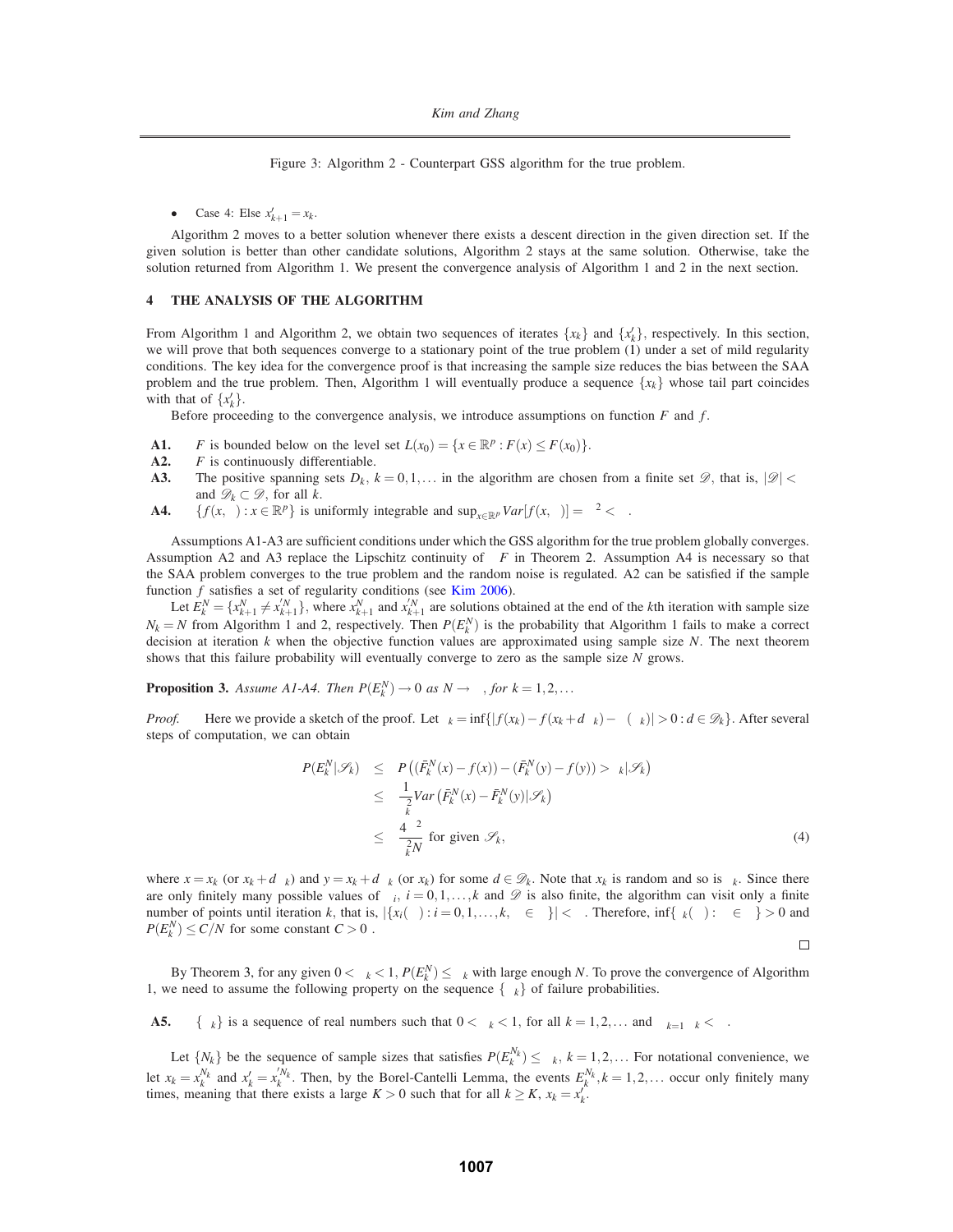Figure 3: Algorithm 2 - Counterpart GSS algorithm for the true problem.

- Case 4: Else $x'_{k+1} = x_k$.

Algorithm 2 moves to a better solution whenever there exists a descent direction in the given direction set. If the given solution is better than other candidate solutions, Algorithm 2 stays at the same solution. Otherwise, take the solution returned from Algorithm 1. We present the convergence analysis of Algorithm 1 and 2 in the next section.

## 4 THE ANALYSIS OF THE ALGORITHM

From Algorithm 1 and Algorithm 2, we obtain two sequences of iterates $\{x_k\}$ and $\{x'_k\}$, respectively. In this section, we will prove that both sequences converge to a stationary point of the true problem (1) under a set of mild regularity conditions. The key idea for the convergence proof is that increasing the sample size reduces the bias between the SAA problem and the true problem. Then, Algorithm 1 will eventually produce a sequence $\{x_k\}$ whose tail part coincides with that of $\{x'_k\}$.

Before proceeding to the convergence analysis, we introduce assumptions on function $F$ and $f$.

**A1.** $F$ is bounded below on the level set $L(x_0) = \{x \in \mathbb{R}^p : F(x) \leq F(x_0)\}$.

**A2.** $F$ is continuously differentiable.

**A3.** The positive spanning sets $D_k$, $k = 0, 1, \ldots$ in the algorithm are chosen from a finite set $\mathscr{D}$, that is, $|\mathscr{D}| < \infty$ and $\mathscr{D}_k \subset \mathscr{D}$, for all $k$.

**A4.** $\{f(x,\omega) : x \in \mathbb{R}^p\}$ is uniformly integrable and $\sup_{x\in\mathbb{R}^p} Var[f(x,\omega)] = \sigma^2 < \infty$.

Assumptions A1-A3 are sufficient conditions under which the GSS algorithm for the true problem globally converges. Assumption A2 and A3 replace the Lipschitz continuity of $\nabla F$ in Theorem 2. Assumption A4 is necessary so that the SAA problem converges to the true problem and the random noise is regulated. A2 can be satisfied if the sample function $f$ satisfies a set of regularity conditions (see Kim 2006).

Let $E_k^N = \{x_{k+1}^N \neq x_{k+1}'^N\}$, where $x_{k+1}^N$ and $x_{k+1}'^N$ are solutions obtained at the end of the $k$th iteration with sample size $N_k = N$ from Algorithm 1 and 2, respectively. Then $P(E_k^N)$ is the probability that Algorithm 1 fails to make a correct decision at iteration $k$ when the objective function values are approximated using sample size $N$. The next theorem shows that this failure probability will eventually converge to zero as the sample size $N$ grows.

**Proposition 3.** *Assume A1-A4. Then $P(E_k^N) \to 0$ as $N \to \infty$, for $k = 1, 2, \ldots$*

*Proof.* Here we provide a sketch of the proof. Let $\varepsilon_k = \inf\{|f(x_k) - f(x_k + d\Delta_k) - \rho(\Delta_k)| > 0 : d \in \mathscr{D}_k\}$. After several steps of computation, we can obtain

$$
\begin{aligned}
P(E_k^N|\mathscr{S}_k) &\leq P\left((\bar{F}_k^N(x) - f(x)) - (\bar{F}_k^N(y) - f(y)) > \varepsilon_k|\mathscr{S}_k\right) \\
&\leq \frac{1}{\varepsilon_k^2} Var\left(\bar{F}_k^N(x) - \bar{F}_k^N(y)|\mathscr{S}_k\right) \\
&\leq \frac{4\sigma^2}{\varepsilon_k^2 N} \text{ for given } \mathscr{S}_k, \qquad (4)
\end{aligned}
$$

where $x = x_k$ (or $x_k + d\Delta_k$) and $y = x_k + d\Delta_k$ (or $x_k$) for some $d \in \mathscr{D}_k$. Note that $x_k$ is random and so is $\varepsilon_k$. Since there are only finitely many possible values of $\Delta_i$, $i = 0, 1, \ldots, k$ and $\mathscr{D}$ is also finite, the algorithm can visit only a finite number of points until iteration $k$, that is, $|\{x_i(\omega) : i = 0, 1, \ldots, k, \omega \in \Omega\}| < \infty$. Therefore, $\inf\{\varepsilon_k(\omega) : \omega \in \Omega\} > 0$ and $P(E_k^N) \leq C/N$ for some constant $C > 0$. □

By Theorem 3, for any given $0 < \alpha_k < 1$, $P(E_k^N) \leq \alpha_k$ with large enough $N$. To prove the convergence of Algorithm 1, we need to assume the following property on the sequence $\{\alpha_k\}$ of failure probabilities.

**A5.** $\{\alpha_k\}$ is a sequence of real numbers such that $0 < \alpha_k < 1$, for all $k = 1, 2, \ldots$ and $\sum_{k=1}^{\infty} \alpha_k < \infty$.

Let $\{N_k\}$ be the sequence of sample sizes that satisfies $P(E_k^{N_k}) \leq \alpha_k$, $k = 1, 2, \ldots$ For notational convenience, we let $x_k = x_k^{N_k}$ and $x'_k = x_k'^{N_k}$. Then, by the Borel-Cantelli Lemma, the events $E_k^{N_k}, k = 1, 2, \ldots$ occur only finitely many times, meaning that there exists a large $K > 0$ such that for all $k \geq K$, $x_k = x'_k$.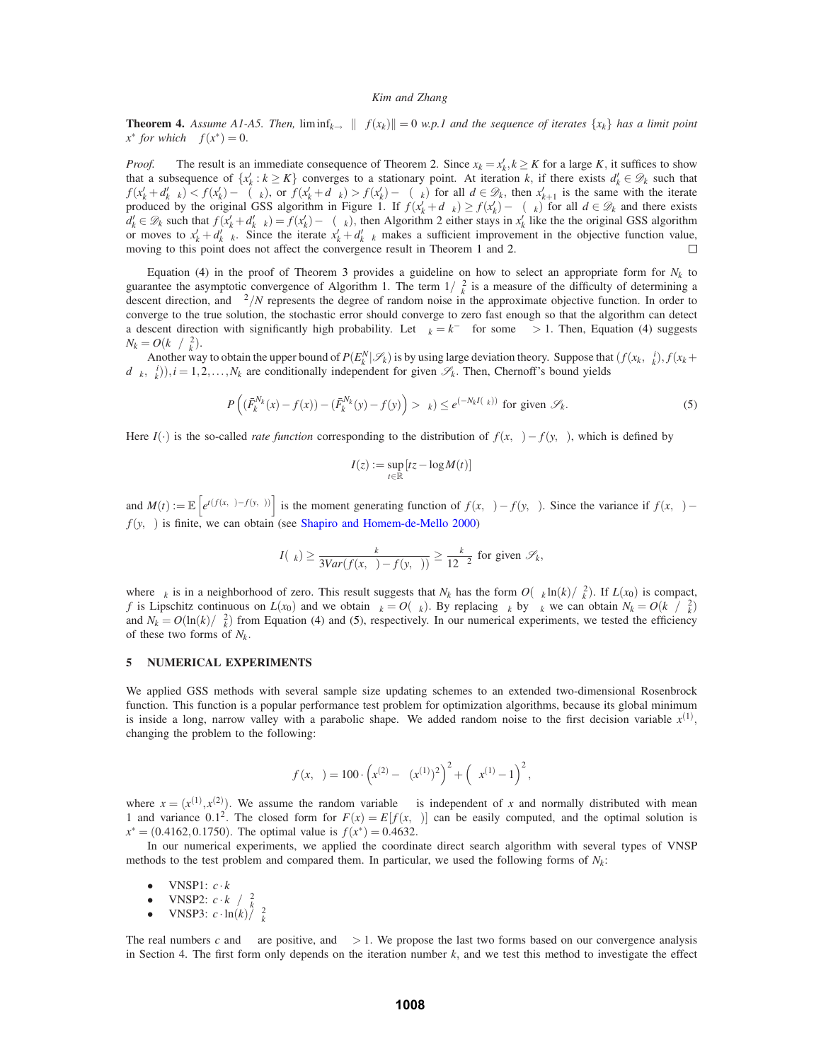**Theorem 4.** *Assume A1-A5. Then,* $\liminf_{k\to\infty} \|\nabla f(x_k)\| = 0$ *w.p.1 and the sequence of iterates* $\{x_k\}$ *has a limit point* $x^*$ *for which* $\nabla f(x^*) = 0$.

*Proof.* The result is an immediate consequence of Theorem 2. Since $x_k = x'_k, k \geq K$ for a large $K$, it suffices to show that a subsequence of $\{x'_k : k \geq K\}$ converges to a stationary point. At iteration $k$, if there exists $d'_k \in \mathscr{D}_k$ such that $f(x'_k + d'_k\Delta_k) < f(x'_k) - \rho(\Delta_k)$, or $f(x'_k + d\Delta_k) > f(x'_k) - \rho(\Delta_k)$ for all $d \in \mathscr{D}_k$, then $x'_{k+1}$ is the same with the iterate produced by the original GSS algorithm in Figure 1. If $f(x'_k + d\Delta_k) \geq f(x'_k) - \rho(\Delta_k)$ for all $d \in \mathscr{D}_k$ and there exists $d'_k \in \mathscr{D}_k$ such that $f(x'_k + d'_k\Delta_k) = f(x'_k) - \rho(\Delta_k)$, then Algorithm 2 either stays in $x'_k$ like the the original GSS algorithm or moves to $x'_k + d'_k\Delta_k$. Since the iterate $x'_k + d'_k\Delta_k$ makes a sufficient improvement in the objective function value, moving to this point does not affect the convergence result in Theorem 1 and 2. $\square$

Equation (4) in the proof of Theorem 3 provides a guideline on how to select an appropriate form for $N_k$ to guarantee the asymptotic convergence of Algorithm 1. The term $1/\Delta_k^2$ is a measure of the difficulty of determining a descent direction, and $\sigma^2/N$ represents the degree of random noise in the approximate objective function. In order to converge to the true solution, the stochastic error should converge to zero fast enough so that the algorithm can detect a descent direction with significantly high probability. Let $\alpha_k = k^{-\gamma}$ for some $\gamma > 1$. Then, Equation (4) suggests $N_k = O(k^\gamma/\Delta_k^2)$.

Another way to obtain the upper bound of $P(E_k^N|\mathscr{S}_k)$ is by using large deviation theory. Suppose that $(f(x_k,\xi_k^i), f(x_k + d\Delta_k,\xi_k^i)), i = 1,2,\ldots,N_k$ are conditionally independent for given $\mathscr{S}_k$. Then, Chernoff's bound yields

$$P\left((\bar{F}_k^{N_k}(x) - f(x)) - (\bar{F}_k^{N_k}(y) - f(y)) > \delta_k\right) \leq e^{(-N_k I(\delta_k))} \text{ for given } \mathscr{S}_k. \tag{5}$$

Here $I(\cdot)$ is the so-called *rate function* corresponding to the distribution of $f(x,\xi) - f(y,\xi)$, which is defined by

$$I(z) := \sup_{t\in\mathbb{R}}[tz - \log M(t)]$$

and $M(t) := \mathbb{E}\left[e^{t(f(x,\xi)-f(y,\xi))}\right]$ is the moment generating function of $f(x,\xi) - f(y,\xi)$. Since the variance if $f(x,\xi) - f(y,\xi)$ is finite, we can obtain (see Shapiro and Homem-de-Mello 2000)

$$I(\delta_k) \geq \frac{\delta_k}{3Var(f(x,\xi) - f(y,\xi))} \geq \frac{\delta_k}{12\sigma^2} \text{ for given } \mathscr{S}_k,$$

where $\delta_k$ is in a neighborhood of zero. This result suggests that $N_k$ has the form $O(\gamma_k \ln(k)/\delta_k^2)$. If $L(x_0)$ is compact, $f$ is Lipschitz continuous on $L(x_0)$ and we obtain $\delta_k = O(\Delta_k)$. By replacing $\delta_k$ by $\Delta_k$ we can obtain $N_k = O(k^\gamma/\Delta_k^2)$ and $N_k = O(\ln(k)/\Delta_k^2)$ from Equation (4) and (5), respectively. In our numerical experiments, we tested the efficiency of these two forms of $N_k$.

## 5 NUMERICAL EXPERIMENTS

We applied GSS methods with several sample size updating schemes to an extended two-dimensional Rosenbrock function. This function is a popular performance test problem for optimization algorithms, because its global minimum is inside a long, narrow valley with a parabolic shape. We added random noise to the first decision variable $x^{(1)}$, changing the problem to the following:

$$f(x,\xi) = 100 \cdot \left(x^{(2)} - (\xi x^{(1)})^2\right)^2 + \left(\xi x^{(1)} - 1\right)^2,$$

where $x = (x^{(1)}, x^{(2)})$. We assume the random variable $\xi$ is independent of $x$ and normally distributed with mean 1 and variance $0.1^2$. The closed form for $F(x) = E[f(x,\xi)]$ can be easily computed, and the optimal solution is $x^* = (0.4162, 0.1750)$. The optimal value is $f(x^*) = 0.4632$.

In our numerical experiments, we applied the coordinate direct search algorithm with several types of VNSP methods to the test problem and compared them. In particular, we used the following forms of $N_k$:

- VNSP1: $c \cdot k$
- VNSP2: $c \cdot k^\gamma/\Delta_k^2$
- VNSP3: $c \cdot \ln(k)/\Delta_k^2$

The real numbers $c$ and $\gamma$ are positive, and $\gamma > 1$. We propose the last two forms based on our convergence analysis in Section 4. The first form only depends on the iteration number $k$, and we test this method to investigate the effect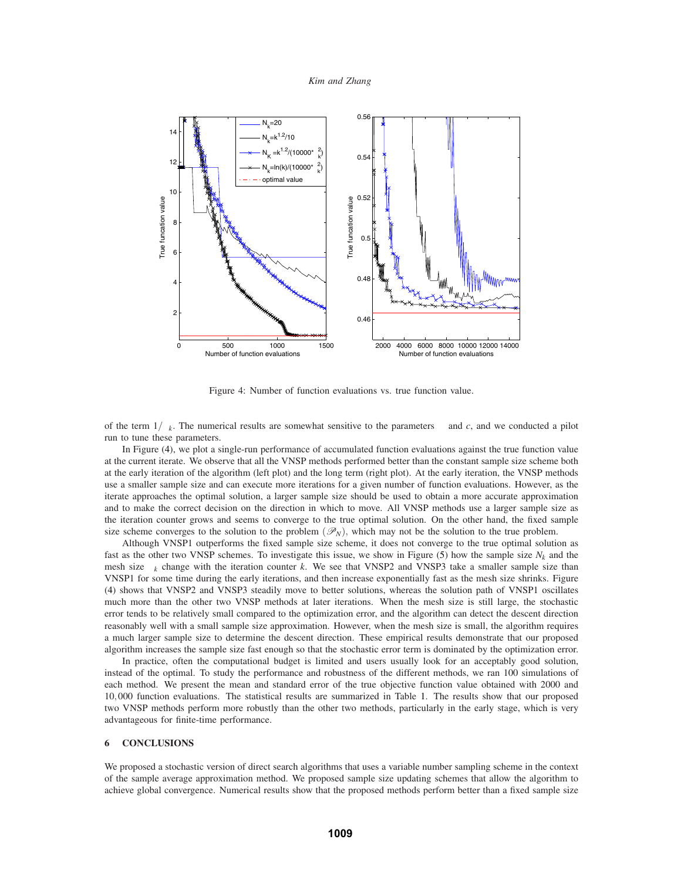Figure 4: Number of function evaluations vs. true function value.

of the term $1/\Delta_k$. The numerical results are somewhat sensitive to the parameters and $c$, and we conducted a pilot run to tune these parameters.

In Figure (4), we plot a single-run performance of accumulated function evaluations against the true function value at the current iterate. We observe that all the VNSP methods performed better than the constant sample size scheme both at the early iteration of the algorithm (left plot) and the long term (right plot). At the early iteration, the VNSP methods use a smaller sample size and can execute more iterations for a given number of function evaluations. However, as the iterate approaches the optimal solution, a larger sample size should be used to obtain a more accurate approximation and to make the correct decision on the direction in which to move. All VNSP methods use a larger sample size as the iteration counter grows and seems to converge to the true optimal solution. On the other hand, the fixed sample size scheme converges to the solution to the problem $(\mathscr{P}_N)$, which may not be the solution to the true problem.

Although VNSP1 outperforms the fixed sample size scheme, it does not converge to the true optimal solution as fast as the other two VNSP schemes. To investigate this issue, we show in Figure (5) how the sample size $N_k$ and the mesh size $\Delta_k$ change with the iteration counter $k$. We see that VNSP2 and VNSP3 take a smaller sample size than VNSP1 for some time during the early iterations, and then increase exponentially fast as the mesh size shrinks. Figure (4) shows that VNSP2 and VNSP3 steadily move to better solutions, whereas the solution path of VNSP1 oscillates much more than the other two VNSP methods at later iterations. When the mesh size is still large, the stochastic error tends to be relatively small compared to the optimization error, and the algorithm can detect the descent direction reasonably well with a small sample size approximation. However, when the mesh size is small, the algorithm requires a much larger sample size to determine the descent direction. These empirical results demonstrate that our proposed algorithm increases the sample size fast enough so that the stochastic error term is dominated by the optimization error.

In practice, often the computational budget is limited and users usually look for an acceptably good solution, instead of the optimal. To study the performance and robustness of the different methods, we ran 100 simulations of each method. We present the mean and standard error of the true objective function value obtained with 2000 and 10,000 function evaluations. The statistical results are summarized in Table 1. The results show that our proposed two VNSP methods perform more robustly than the other two methods, particularly in the early stage, which is very advantageous for finite-time performance.

## 6 CONCLUSIONS

We proposed a stochastic version of direct search algorithms that uses a variable number sampling scheme in the context of the sample average approximation method. We proposed sample size updating schemes that allow the algorithm to achieve global convergence. Numerical results show that the proposed methods perform better than a fixed sample size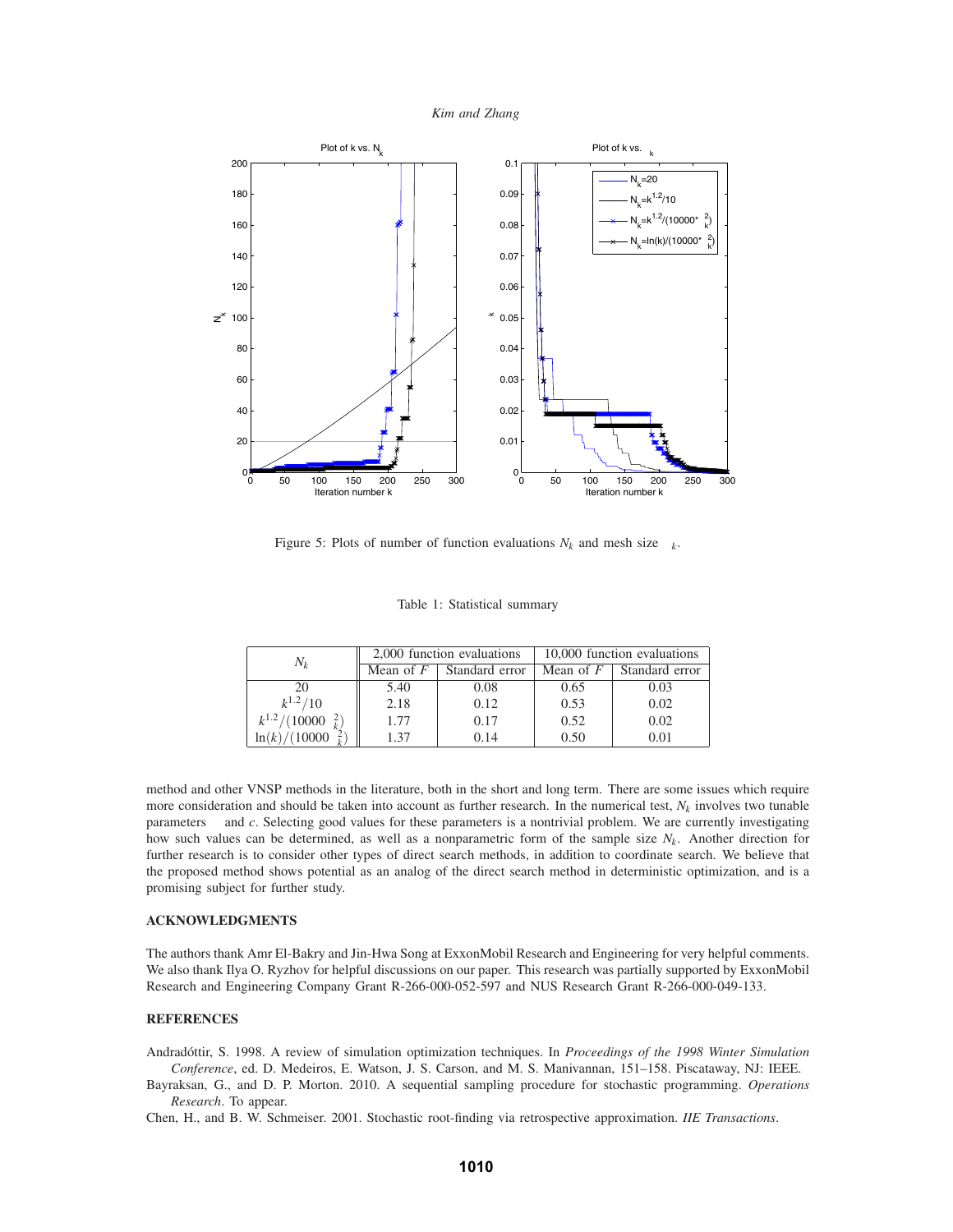Figure 5: Plots of number of function evaluations $N_k$ and mesh size $\Delta_k$.

Table 1: Statistical summary

| $N_k$ | 2,000 function evaluations | | 10,000 function evaluations | |
|---|---|---|---|---|
| | Mean of $F$ | Standard error | Mean of $F$ | Standard error |
| 20 | 5.40 | 0.08 | 0.65 | 0.03 |
| $k^{1.2}/10$ | 2.18 | 0.12 | 0.53 | 0.02 |
| $k^{1.2}/(10000\ \Delta_k^2)$ | 1.77 | 0.17 | 0.52 | 0.02 |
| $\ln(k)/(10000\ \Delta_k^2)$ | 1.37 | 0.14 | 0.50 | 0.01 |

method and other VNSP methods in the literature, both in the short and long term. There are some issues which require more consideration and should be taken into account as further research. In the numerical test, $N_k$ involves two tunable parameters $\alpha$ and $c$. Selecting good values for these parameters is a nontrivial problem. We are currently investigating how such values can be determined, as well as a nonparametric form of the sample size $N_k$. Another direction for further research is to consider other types of direct search methods, in addition to coordinate search. We believe that the proposed method shows potential as an analog of the direct search method in deterministic optimization, and is a promising subject for further study.

## ACKNOWLEDGMENTS

The authors thank Amr El-Bakry and Jin-Hwa Song at ExxonMobil Research and Engineering for very helpful comments. We also thank Ilya O. Ryzhov for helpful discussions on our paper. This research was partially supported by ExxonMobil Research and Engineering Company Grant R-266-000-052-597 and NUS Research Grant R-266-000-049-133.

## REFERENCES

Andradóttir, S. 1998. A review of simulation optimization techniques. In *Proceedings of the 1998 Winter Simulation Conference*, ed. D. Medeiros, E. Watson, J. S. Carson, and M. S. Manivannan, 151–158. Piscataway, NJ: IEEE.

Bayraksan, G., and D. P. Morton. 2010. A sequential sampling procedure for stochastic programming. *Operations Research*. To appear.

Chen, H., and B. W. Schmeiser. 2001. Stochastic root-finding via retrospective approximation. *IIE Transactions*.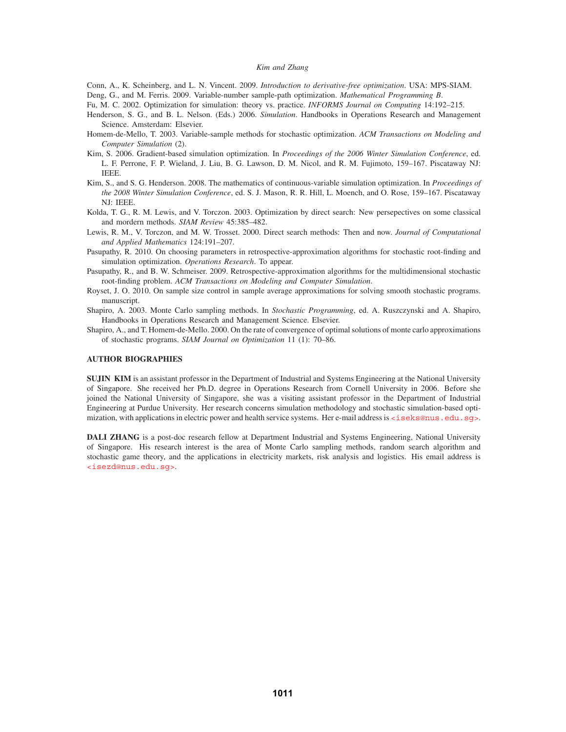Conn, A., K. Scheinberg, and L. N. Vincent. 2009. *Introduction to derivative-free optimization*. USA: MPS-SIAM.

Deng, G., and M. Ferris. 2009. Variable-number sample-path optimization. *Mathematical Programming B*.

Fu, M. C. 2002. Optimization for simulation: theory vs. practice. *INFORMS Journal on Computing* 14:192–215.

Henderson, S. G., and B. L. Nelson. (Eds.) 2006. *Simulation*. Handbooks in Operations Research and Management Science. Amsterdam: Elsevier.

Homem-de-Mello, T. 2003. Variable-sample methods for stochastic optimization. *ACM Transactions on Modeling and Computer Simulation* (2).

Kim, S. 2006. Gradient-based simulation optimization. In *Proceedings of the 2006 Winter Simulation Conference*, ed. L. F. Perrone, F. P. Wieland, J. Liu, B. G. Lawson, D. M. Nicol, and R. M. Fujimoto, 159–167. Piscataway NJ: IEEE.

Kim, S., and S. G. Henderson. 2008. The mathematics of continuous-variable simulation optimization. In *Proceedings of the 2008 Winter Simulation Conference*, ed. S. J. Mason, R. R. Hill, L. Moench, and O. Rose, 159–167. Piscataway NJ: IEEE.

Kolda, T. G., R. M. Lewis, and V. Torczon. 2003. Optimization by direct search: New persepectives on some classical and mordern methods. *SIAM Review* 45:385–482.

Lewis, R. M., V. Torczon, and M. W. Trosset. 2000. Direct search methods: Then and now. *Journal of Computational and Applied Mathematics* 124:191–207.

Pasupathy, R. 2010. On choosing parameters in retrospective-approximation algorithms for stochastic root-finding and simulation optimization. *Operations Research*. To appear.

Pasupathy, R., and B. W. Schmeiser. 2009. Retrospective-approximation algorithms for the multidimensional stochastic root-finding problem. *ACM Transactions on Modeling and Computer Simulation*.

Royset, J. O. 2010. On sample size control in sample average approximations for solving smooth stochastic programs. manuscript.

Shapiro, A. 2003. Monte Carlo sampling methods. In *Stochastic Programming*, ed. A. Ruszczynski and A. Shapiro, Handbooks in Operations Research and Management Science. Elsevier.

Shapiro, A., and T. Homem-de-Mello. 2000. On the rate of convergence of optimal solutions of monte carlo approximations of stochastic programs. *SIAM Journal on Optimization* 11 (1): 70–86.

## AUTHOR BIOGRAPHIES

**SUJIN KIM** is an assistant professor in the Department of Industrial and Systems Engineering at the National University of Singapore. She received her Ph.D. degree in Operations Research from Cornell University in 2006. Before she joined the National University of Singapore, she was a visiting assistant professor in the Department of Industrial Engineering at Purdue University. Her research concerns simulation methodology and stochastic simulation-based optimization, with applications in electric power and health service systems. Her e-mail address is <iseks@nus.edu.sg>.

**DALI ZHANG** is a post-doc research fellow at Department Industrial and Systems Engineering, National University of Singapore. His research interest is the area of Monte Carlo sampling methods, random search algorithm and stochastic game theory, and the applications in electricity markets, risk analysis and logistics. His email address is <isezd@nus.edu.sg>.